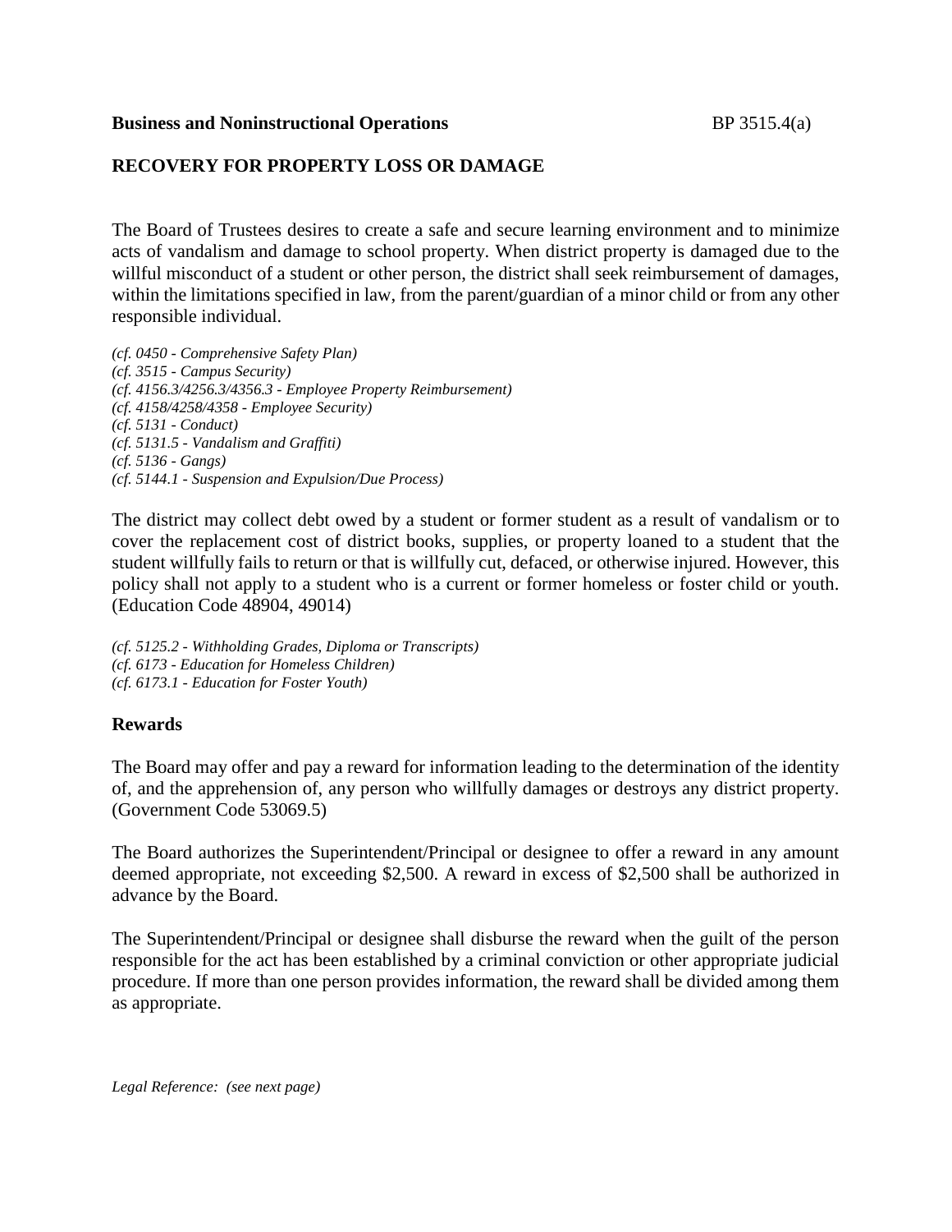**Business and Noninstructional Operations** BP 3515.4(a)

# RECOVERY FOR PROPERTY LOSS OR DAMAGE

The Board of Trustees desires to create a safe and secure learning environment and to minimize acts of vandalism and damage to school property. When district property is damaged due to the willful misconduct of a student or other person, the district shall seek reimbursement of damages, within the limitations specified in law, from the parent/guardian of a minor child or from any other responsible individual.

*(cf. 0450 - Comprehensive Safety Plan)*
*(cf. 3515 - Campus Security)*
*(cf. 4156.3/4256.3/4356.3 - Employee Property Reimbursement)*
*(cf. 4158/4258/4358 - Employee Security)*
*(cf. 5131 - Conduct)*
*(cf. 5131.5 - Vandalism and Graffiti)*
*(cf. 5136 - Gangs)*
*(cf. 5144.1 - Suspension and Expulsion/Due Process)*

The district may collect debt owed by a student or former student as a result of vandalism or to cover the replacement cost of district books, supplies, or property loaned to a student that the student willfully fails to return or that is willfully cut, defaced, or otherwise injured. However, this policy shall not apply to a student who is a current or former homeless or foster child or youth. (Education Code 48904, 49014)

*(cf. 5125.2 - Withholding Grades, Diploma or Transcripts)*
*(cf. 6173 - Education for Homeless Children)*
*(cf. 6173.1 - Education for Foster Youth)*

## Rewards

The Board may offer and pay a reward for information leading to the determination of the identity of, and the apprehension of, any person who willfully damages or destroys any district property. (Government Code 53069.5)

The Board authorizes the Superintendent/Principal or designee to offer a reward in any amount deemed appropriate, not exceeding $2,500. A reward in excess of $2,500 shall be authorized in advance by the Board.

The Superintendent/Principal or designee shall disburse the reward when the guilt of the person responsible for the act has been established by a criminal conviction or other appropriate judicial procedure. If more than one person provides information, the reward shall be divided among them as appropriate.

*Legal Reference: (see next page)*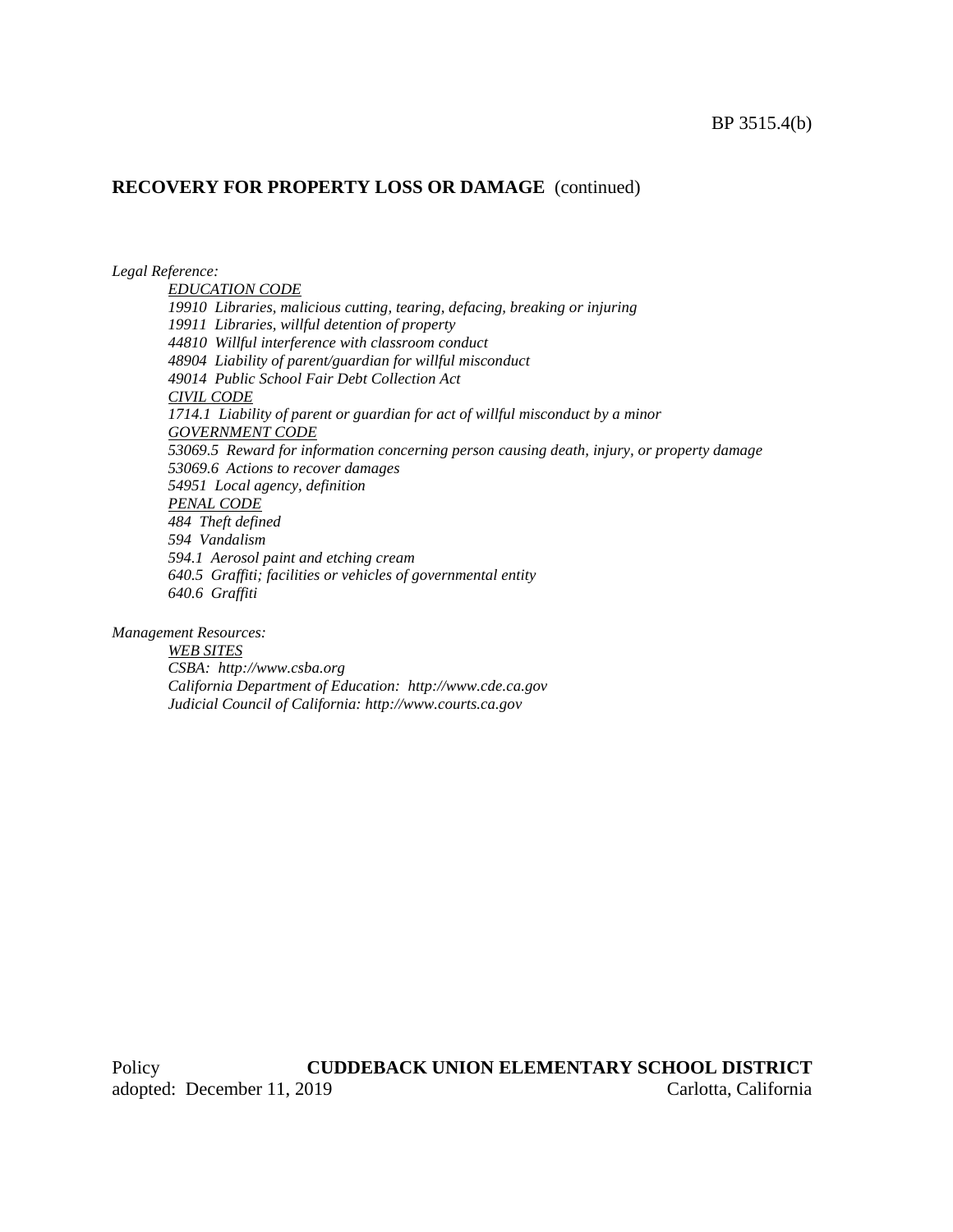BP 3515.4(b)

## RECOVERY FOR PROPERTY LOSS OR DAMAGE (continued)

*Legal Reference:*

*EDUCATION CODE*
*19910 Libraries, malicious cutting, tearing, defacing, breaking or injuring*
*19911 Libraries, willful detention of property*
*44810 Willful interference with classroom conduct*
*48904 Liability of parent/guardian for willful misconduct*
*49014 Public School Fair Debt Collection Act*
*CIVIL CODE*
*1714.1 Liability of parent or guardian for act of willful misconduct by a minor*
*GOVERNMENT CODE*
*53069.5 Reward for information concerning person causing death, injury, or property damage*
*53069.6 Actions to recover damages*
*54951 Local agency, definition*
*PENAL CODE*
*484 Theft defined*
*594 Vandalism*
*594.1 Aerosol paint and etching cream*
*640.5 Graffiti; facilities or vehicles of governmental entity*
*640.6 Graffiti*

*Management Resources:*

*WEB SITES*
*CSBA: http://www.csba.org*
*California Department of Education: http://www.cde.ca.gov*
*Judicial Council of California: http://www.courts.ca.gov*

Policy adopted: December 11, 2019

**CUDDEBACK UNION ELEMENTARY SCHOOL DISTRICT**
Carlotta, California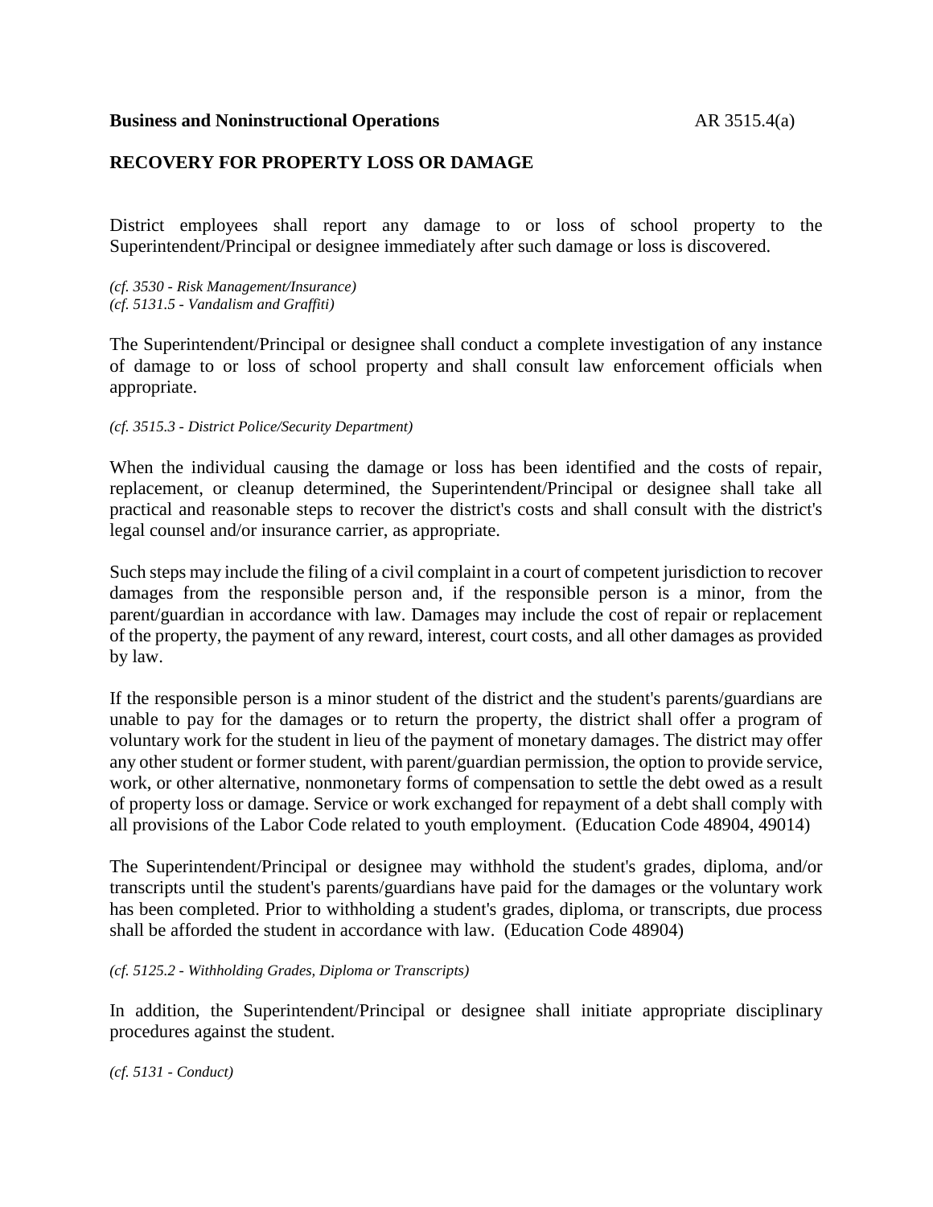**Business and Noninstructional Operations** AR 3515.4(a)

## RECOVERY FOR PROPERTY LOSS OR DAMAGE

District employees shall report any damage to or loss of school property to the Superintendent/Principal or designee immediately after such damage or loss is discovered.

*(cf. 3530 - Risk Management/Insurance)*
*(cf. 5131.5 - Vandalism and Graffiti)*

The Superintendent/Principal or designee shall conduct a complete investigation of any instance of damage to or loss of school property and shall consult law enforcement officials when appropriate.

*(cf. 3515.3 - District Police/Security Department)*

When the individual causing the damage or loss has been identified and the costs of repair, replacement, or cleanup determined, the Superintendent/Principal or designee shall take all practical and reasonable steps to recover the district's costs and shall consult with the district's legal counsel and/or insurance carrier, as appropriate.

Such steps may include the filing of a civil complaint in a court of competent jurisdiction to recover damages from the responsible person and, if the responsible person is a minor, from the parent/guardian in accordance with law. Damages may include the cost of repair or replacement of the property, the payment of any reward, interest, court costs, and all other damages as provided by law.

If the responsible person is a minor student of the district and the student's parents/guardians are unable to pay for the damages or to return the property, the district shall offer a program of voluntary work for the student in lieu of the payment of monetary damages. The district may offer any other student or former student, with parent/guardian permission, the option to provide service, work, or other alternative, nonmonetary forms of compensation to settle the debt owed as a result of property loss or damage. Service or work exchanged for repayment of a debt shall comply with all provisions of the Labor Code related to youth employment. (Education Code 48904, 49014)

The Superintendent/Principal or designee may withhold the student's grades, diploma, and/or transcripts until the student's parents/guardians have paid for the damages or the voluntary work has been completed. Prior to withholding a student's grades, diploma, or transcripts, due process shall be afforded the student in accordance with law. (Education Code 48904)

*(cf. 5125.2 - Withholding Grades, Diploma or Transcripts)*

In addition, the Superintendent/Principal or designee shall initiate appropriate disciplinary procedures against the student.

*(cf. 5131 - Conduct)*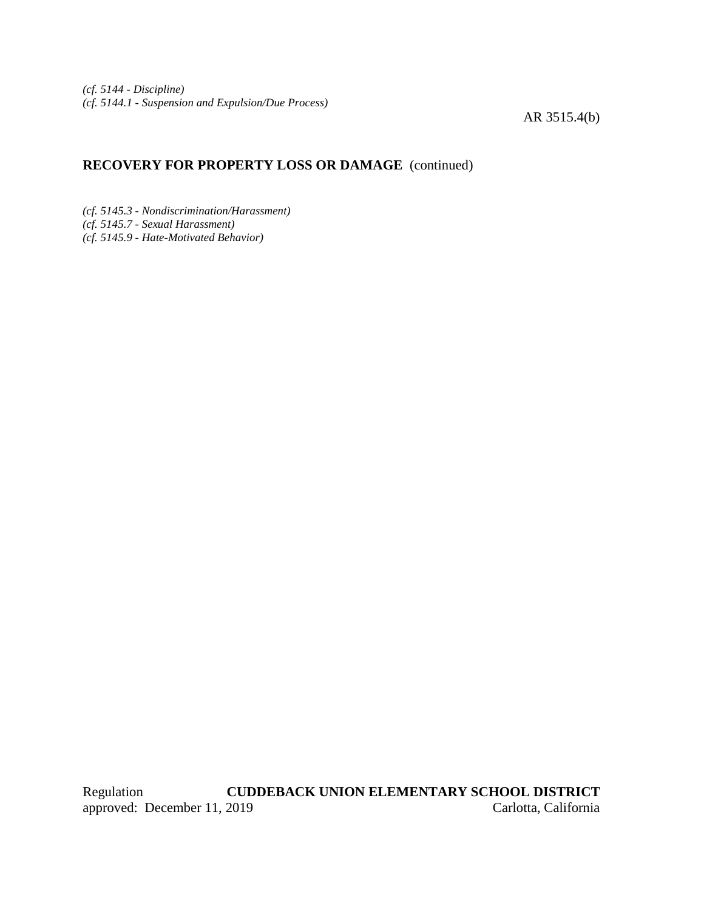*(cf. 5144 - Discipline)*
*(cf. 5144.1 - Suspension and Expulsion/Due Process)*

*(cf. 5145.3 - Nondiscrimination/Harassment)*
*(cf. 5145.7 - Sexual Harassment)*
*(cf. 5145.9 - Hate-Motivated Behavior)*

Regulation approved: December 11, 2019

**CUDDEBACK UNION ELEMENTARY SCHOOL DISTRICT**
Carlotta, California